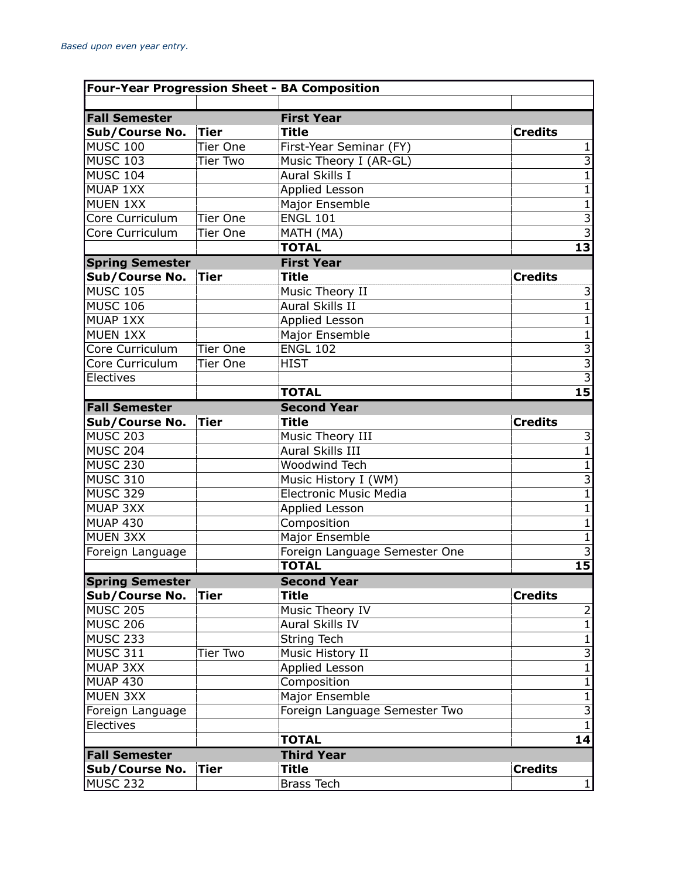*Based upon even year entry.*

| Four-Year Progression Sheet - BA Composition | | | |
|---|---|---|---|
| | | | |
| **Fall Semester** | | **First Year** | |
| **Sub/Course No.** | **Tier** | **Title** | **Credits** |
| MUSC 100 | Tier One | First-Year Seminar (FY) | 1 |
| MUSC 103 | Tier Two | Music Theory I (AR-GL) | 3 |
| MUSC 104 | | Aural Skills I | 1 |
| MUAP 1XX | | Applied Lesson | 1 |
| MUEN 1XX | | Major Ensemble | 1 |
| Core Curriculum | Tier One | ENGL 101 | 3 |
| Core Curriculum | Tier One | MATH (MA) | 3 |
| | | **TOTAL** | **13** |
| **Spring Semester** | | **First Year** | |
| **Sub/Course No.** | **Tier** | **Title** | **Credits** |
| MUSC 105 | | Music Theory II | 3 |
| MUSC 106 | | Aural Skills II | 1 |
| MUAP 1XX | | Applied Lesson | 1 |
| MUEN 1XX | | Major Ensemble | 1 |
| Core Curriculum | Tier One | ENGL 102 | 3 |
| Core Curriculum | Tier One | HIST | 3 |
| Electives | | | 3 |
| | | **TOTAL** | **15** |
| **Fall Semester** | | **Second Year** | |
| **Sub/Course No.** | **Tier** | **Title** | **Credits** |
| MUSC 203 | | Music Theory III | 3 |
| MUSC 204 | | Aural Skills III | 1 |
| MUSC 230 | | Woodwind Tech | 1 |
| MUSC 310 | | Music History I (WM) | 3 |
| MUSC 329 | | Electronic Music Media | 1 |
| MUAP 3XX | | Applied Lesson | 1 |
| MUAP 430 | | Composition | 1 |
| MUEN 3XX | | Major Ensemble | 1 |
| Foreign Language | | Foreign Language Semester One | 3 |
| | | **TOTAL** | **15** |
| **Spring Semester** | | **Second Year** | |
| **Sub/Course No.** | **Tier** | **Title** | **Credits** |
| MUSC 205 | | Music Theory IV | 2 |
| MUSC 206 | | Aural Skills IV | 1 |
| MUSC 233 | | String Tech | 1 |
| MUSC 311 | Tier Two | Music History II | 3 |
| MUAP 3XX | | Applied Lesson | 1 |
| MUAP 430 | | Composition | 1 |
| MUEN 3XX | | Major Ensemble | 1 |
| Foreign Language | | Foreign Language Semester Two | 3 |
| Electives | | | 1 |
| | | **TOTAL** | **14** |
| **Fall Semester** | | **Third Year** | |
| **Sub/Course No.** | **Tier** | **Title** | **Credits** |
| MUSC 232 | | Brass Tech | 1 |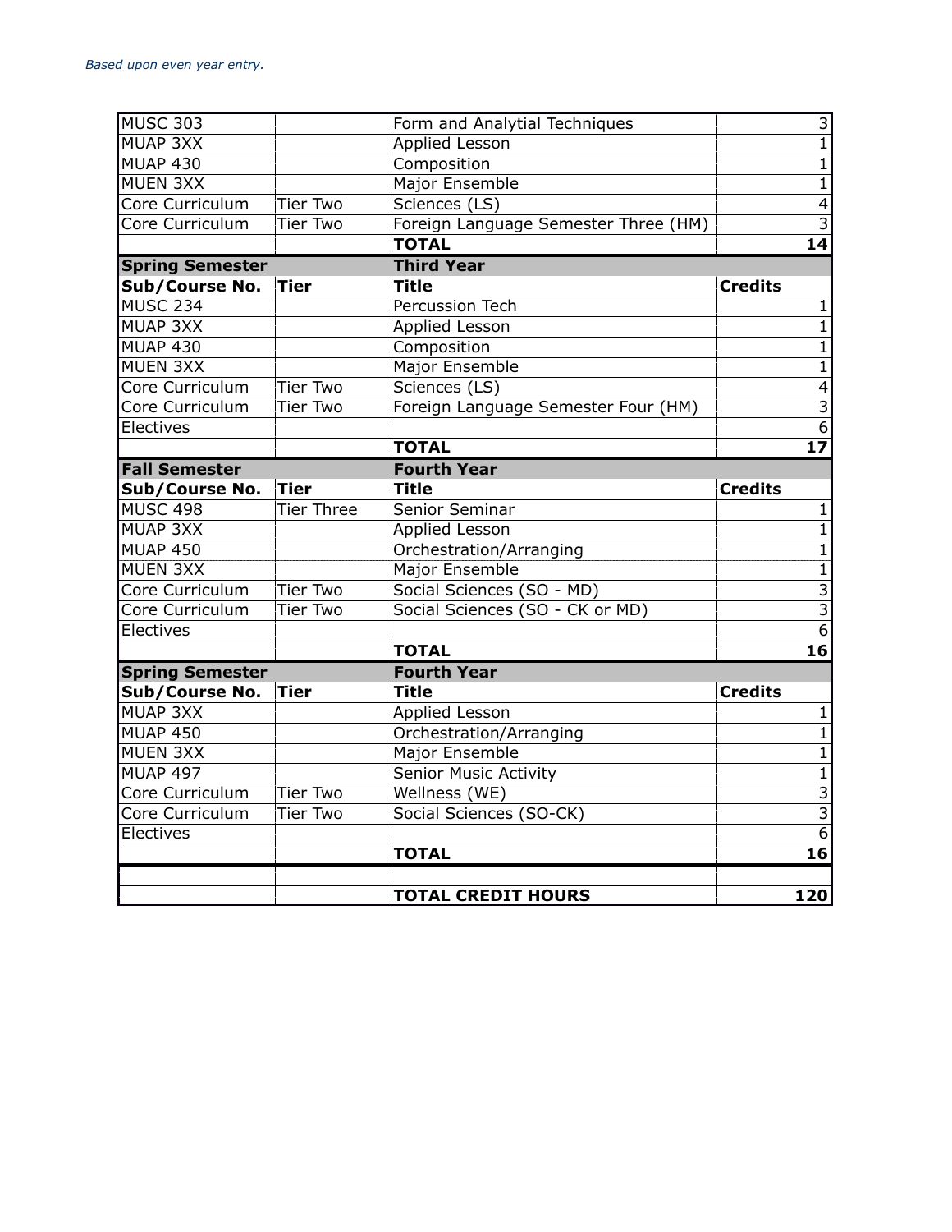*Based upon even year entry.*

| | | | |
|---|---|---|---|
| MUSC 303 | | Form and Analytial Techniques | 3 |
| MUAP 3XX | | Applied Lesson | 1 |
| MUAP 430 | | Composition | 1 |
| MUEN 3XX | | Major Ensemble | 1 |
| Core Curriculum | Tier Two | Sciences (LS) | 4 |
| Core Curriculum | Tier Two | Foreign Language Semester Three (HM) | 3 |
| | | **TOTAL** | **14** |
| **Spring Semester** | | **Third Year** | |
| **Sub/Course No.** | **Tier** | **Title** | **Credits** |
| MUSC 234 | | Percussion Tech | 1 |
| MUAP 3XX | | Applied Lesson | 1 |
| MUAP 430 | | Composition | 1 |
| MUEN 3XX | | Major Ensemble | 1 |
| Core Curriculum | Tier Two | Sciences (LS) | 4 |
| Core Curriculum | Tier Two | Foreign Language Semester Four (HM) | 3 |
| Electives | | | 6 |
| | | **TOTAL** | **17** |
| **Fall Semester** | | **Fourth Year** | |
| **Sub/Course No.** | **Tier** | **Title** | **Credits** |
| MUSC 498 | Tier Three | Senior Seminar | 1 |
| MUAP 3XX | | Applied Lesson | 1 |
| MUAP 450 | | Orchestration/Arranging | 1 |
| MUEN 3XX | | Major Ensemble | 1 |
| Core Curriculum | Tier Two | Social Sciences (SO - MD) | 3 |
| Core Curriculum | Tier Two | Social Sciences (SO - CK or MD) | 3 |
| Electives | | | 6 |
| | | **TOTAL** | **16** |
| **Spring Semester** | | **Fourth Year** | |
| **Sub/Course No.** | **Tier** | **Title** | **Credits** |
| MUAP 3XX | | Applied Lesson | 1 |
| MUAP 450 | | Orchestration/Arranging | 1 |
| MUEN 3XX | | Major Ensemble | 1 |
| MUAP 497 | | Senior Music Activity | 1 |
| Core Curriculum | Tier Two | Wellness (WE) | 3 |
| Core Curriculum | Tier Two | Social Sciences (SO-CK) | 3 |
| Electives | | | 6 |
| | | **TOTAL** | **16** |
| | | | |
| | | **TOTAL CREDIT HOURS** | **120** |